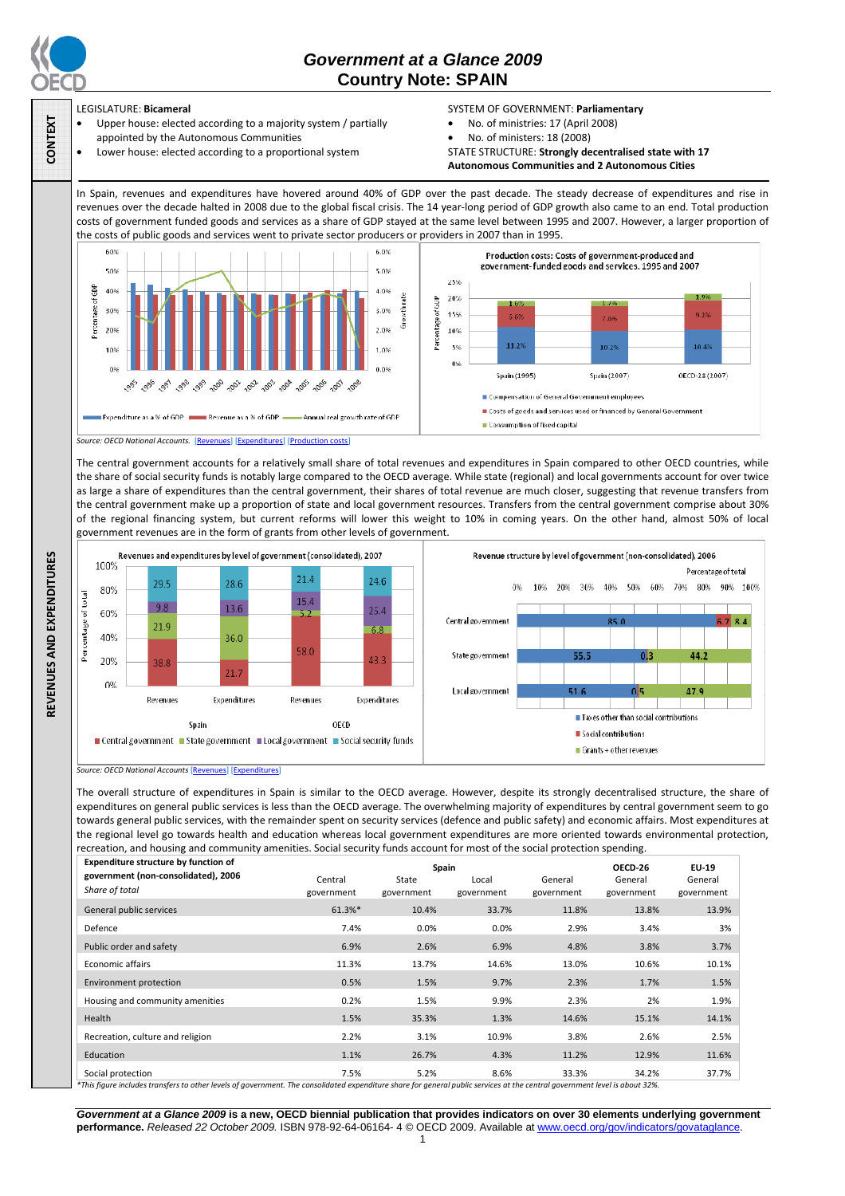# Government at a Glance 2009
## Country Note: SPAIN

**CONTEXT**

LEGISLATURE: **Bicameral**

- Upper house: elected according to a majority system / partially appointed by the Autonomous Communities
- Lower house: elected according to a proportional system

SYSTEM OF GOVERNMENT: **Parliamentary**

- No. of ministries: 17 (April 2008)
- No. of ministers: 18 (2008)

STATE STRUCTURE: **Strongly decentralised state with 17 Autonomous Communities and 2 Autonomous Cities**

**REVENUES AND EXPENDITURES**

In Spain, revenues and expenditures have hovered around 40% of GDP over the past decade. The steady decrease of expenditures and rise in revenues over the decade halted in 2008 due to the global fiscal crisis. The 14 year-long period of GDP growth also came to an end. Total production costs of government funded goods and services as a share of GDP stayed at the same level between 1995 and 2007. However, a larger proportion of the costs of public goods and services went to private sector producers or providers in 2007 than in 1995.

Production costs: Costs of government-produced and government-funded goods and services, 1995 and 2007

| | Spain (1995) | Spain (2007) | OECD-28 (2007) |
|---|---|---|---|
| Compensation of General Government employees | 11.2% | 10.2% | 10.4% |
| Costs of goods and services used or financed by General Government | 6.6% | 7.0% | 9.2% |
| Consumption of fixed capital | 1.6% | 1.7% | 1.9% |

Source: OECD National Accounts. [Revenues] [Expenditures] [Production costs]

The central government accounts for a relatively small share of total revenues and expenditures in Spain compared to other OECD countries, while the share of social security funds is notably large compared to the OECD average. While state (regional) and local governments account for over twice as large a share of expenditures than the central government, their shares of total revenue are much closer, suggesting that revenue transfers from the central government make up a proportion of state and local government resources. Transfers from the central government comprise about 30% of the regional financing system, but current reforms will lower this weight to 10% in coming years. On the other hand, almost 50% of local government revenues are in the form of grants from other levels of government.

Revenues and expenditures by level of government (consolidated), 2007 (Percentage of total)

| | Spain Revenues | Spain Expenditures | OECD Revenues | OECD Expenditures |
|---|---|---|---|---|
| Central government | 38.8 | 21.7 | 58.0 | 43.3 |
| State government | 21.9 | 36.0 | 5.2 | 6.8 |
| Local government | 9.8 | 13.6 | 15.4 | 25.4 |
| Social security funds | 29.5 | 28.6 | 21.4 | 24.6 |

Revenue structure by level of government (non-consolidated), 2006 (Percentage of total)

| | Taxes other than social contributions | Social contributions | Grants + other revenues |
|---|---|---|---|
| Central government | 85.0 | 6.7 | 8.4 |
| State government | 55.5 | 0.3 | 44.2 |
| Local government | 51.6 | 0.5 | 47.9 |

Source: OECD National Accounts [Revenues] [Expenditures]

The overall structure of expenditures in Spain is similar to the OECD average. However, despite its strongly decentralised structure, the share of expenditures on general public services is less than the OECD average. The overwhelming majority of expenditures by central government seem to go towards general public services, with the remainder spent on security services (defence and public safety) and economic affairs. Most expenditures at the regional level go towards health and education whereas local government expenditures are more oriented towards environmental protection, recreation, and housing and community amenities. Social security funds account for most of the social protection spending.

| **Expenditure structure by function of government (non-consolidated), 2006** *Share of total* | Spain Central government | Spain State government | Spain Local government | Spain General government | OECD-26 General government | EU-19 General government |
|---|---|---|---|---|---|---|
| General public services | 61.3%* | 10.4% | 33.7% | 11.8% | 13.8% | 13.9% |
| Defence | 7.4% | 0.0% | 0.0% | 2.9% | 3.4% | 3% |
| Public order and safety | 6.9% | 2.6% | 6.9% | 4.8% | 3.8% | 3.7% |
| Economic affairs | 11.3% | 13.7% | 14.6% | 13.0% | 10.6% | 10.1% |
| Environment protection | 0.5% | 1.5% | 9.7% | 2.3% | 1.7% | 1.5% |
| Housing and community amenities | 0.2% | 1.5% | 9.9% | 2.3% | 2% | 1.9% |
| Health | 1.5% | 35.3% | 1.3% | 14.6% | 15.1% | 14.1% |
| Recreation, culture and religion | 2.2% | 3.1% | 10.9% | 3.8% | 2.6% | 2.5% |
| Education | 1.1% | 26.7% | 4.3% | 11.2% | 12.9% | 11.6% |
| Social protection | 7.5% | 5.2% | 8.6% | 33.3% | 34.2% | 37.7% |

*This figure includes transfers to other levels of government. The consolidated expenditure share for general public services at the central government level is about 32%.

***Government at a Glance 2009*** **is a new, OECD biennial publication that provides indicators on over 30 elements underlying government performance.** *Released 22 October 2009.* ISBN 978-92-64-06164- 4 © OECD 2009. Available at www.oecd.org/gov/indicators/govataglance.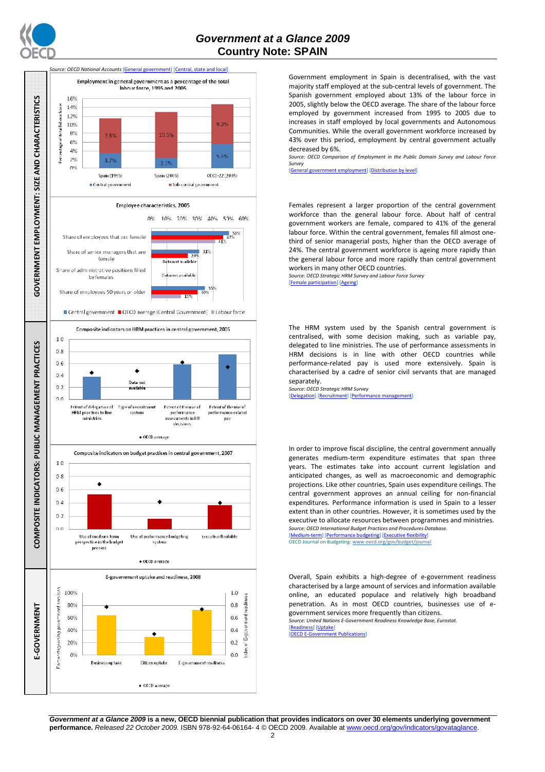# Government at a Glance 2009
## Country Note: SPAIN

## GOVERNMENT EMPLOYMENT: SIZE AND CHARACTERISTICS

*Source: OECD National Accounts* [General government] [Central, state and local]

**Employment in general government as a percentage of the total labour force, 1995 and 2005**

| | Central government | Sub-central government |
|---|---|---|
| Spain (1995) | 3.7% | 7.8% |
| Spain (2005) | 2.5% | 10.5% |
| OECD-22 (2005) | 5.5% | 9.2% |

Government employment in Spain is decentralised, with the vast majority staff employed at the sub-central levels of government. The Spanish government employed about 13% of the labour force in 2005, slightly below the OECD average. The share of the labour force employed by government increased from 1995 to 2005 due to increases in staff employed by local governments and Autonomous Communities. While the overall government workforce increased by 43% over this period, employment by central government actually decreased by 6%.

*Source: OECD Comparison of Employment in the Public Domain Survey and Labour Force Survey*
[General government employment] [Distribution by level]

**Employee characteristics, 2005**

| | Central government | OECD average (Central Government) | Labour force |
|---|---|---|---|
| Share of employees that are female | 50% | 47% | 41% |
| Share of senior managers that are female | 33% | 24% | |
| Share of administrative positions filled by females | Data not available | Data not available | |
| Share of employees 50 years or older | 35% | 30% | 19% |

Females represent a larger proportion of the central government workforce than the general labour force. About half of central government workers are female, compared to 41% of the general labour force. Within the central government, females fill almost one-third of senior managerial posts, higher than the OECD average of 24%. The central government workforce is ageing more rapidly than the general labour force and more rapidly than central government workers in many other OECD countries.

*Source: OECD Strategic HRM Survey and Labour Force Survey*
[Female participation] [Ageing]

## COMPOSITE INDICATORS: PUBLIC MANAGEMENT PRACTICES

**Composite indicators on HRM practices in central government, 2005**

Indicators: Extent of delegation of HRM practices to line ministries; Type of recruitment system (Data not available); Extent of the use of performance assessments in HR decisions; Extent of the use of performance-related pay. ◆ OECD average

The HRM system used by the Spanish central government is centralised, with some decision making, such as variable pay, delegated to line ministries. The use of performance assessments in HRM decisions is in line with other OECD countries while performance-related pay is used more extensively. Spain is characterised by a cadre of senior civil servants that are managed separately.

*Source: OECD Strategic HRM Survey*
[Delegation] [Recruitment] [Performance management]

**Composite indicators on budget practices in central government, 2007**

Indicators: Use of medium term perspective in the budget process; Use of performance budgeting system; Executive flexibility. ◆ OECD average

In order to improve fiscal discipline, the central government annually generates medium-term expenditure estimates that span three years. The estimates take into account current legislation and anticipated changes, as well as macroeconomic and demographic projections. Like other countries, Spain uses expenditure ceilings. The central government approves an annual ceiling for non-financial expenditures. Performance information is used in Spain to a lesser extent than in other countries. However, it is sometimes used by the executive to allocate resources between programmes and ministries.

*Source: OECD International Budget Practices and Procedures Database.*
[Medium-term] [Performance budgeting] [Executive flexibility]
OECD Journal on Budgeting: www.oecd.org/gov/budget/journal

## E-GOVERNMENT

**E-government uptake and readiness, 2008**

Indicators: Business uptake; Citizen uptake (percentage using government services); E-government readiness (index). ◆ OECD average

Overall, Spain exhibits a high-degree of e-government readiness characterised by a large amount of services and information available online, an educated populace and relatively high broadband penetration. As in most OECD countries, businesses use of e-government services more frequently than citizens.

*Source: United Nations E-Government Readiness Knowledge Base, Eurostat.*
[Readiness] [Uptake]
[OECD E-Government Publications]

---

***Government at a Glance 2009*** **is a new, OECD biennial publication that provides indicators on over 30 elements underlying government performance.** *Released 22 October 2009.* ISBN 978-92-64-06164- 4 © OECD 2009. Available at www.oecd.org/gov/indicators/govataglance.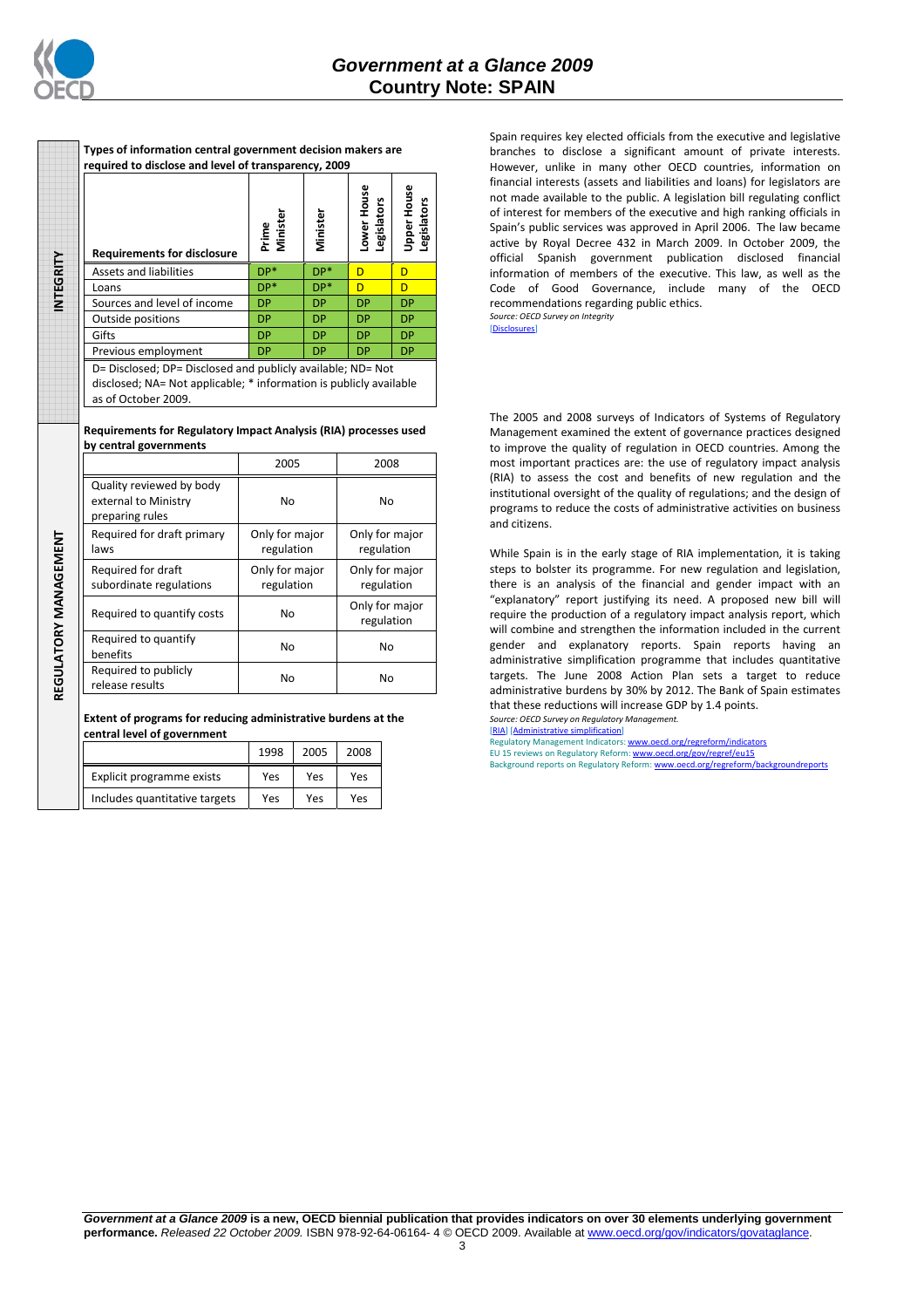## INTEGRITY

**Types of information central government decision makers are required to disclose and level of transparency, 2009**

| Requirements for disclosure | Prime Minister | Minister | Lower House Legislators | Upper House Legislators |
|---|---|---|---|---|
| Assets and liabilities | DP* | DP* | D | D |
| Loans | DP* | DP* | D | D |
| Sources and level of income | DP | DP | DP | DP |
| Outside positions | DP | DP | DP | DP |
| Gifts | DP | DP | DP | DP |
| Previous employment | DP | DP | DP | DP |

D= Disclosed; DP= Disclosed and publicly available; ND= Not disclosed; NA= Not applicable; * information is publicly available as of October 2009.

Spain requires key elected officials from the executive and legislative branches to disclose a significant amount of private interests. However, unlike in many other OECD countries, information on financial interests (assets and liabilities and loans) for legislators are not made available to the public. A legislation bill regulating conflict of interest for members of the executive and high ranking officials in Spain's public services was approved in April 2006. The law became active by Royal Decree 432 in March 2009. In October 2009, the official Spanish government publication disclosed financial information of members of the executive. This law, as well as the Code of Good Governance, include many of the OECD recommendations regarding public ethics.

*Source: OECD Survey on Integrity*

[Disclosures]

## REGULATORY MANAGEMENT

**Requirements for Regulatory Impact Analysis (RIA) processes used by central governments**

| | 2005 | 2008 |
|---|---|---|
| Quality reviewed by body external to Ministry preparing rules | No | No |
| Required for draft primary laws | Only for major regulation | Only for major regulation |
| Required for draft subordinate regulations | Only for major regulation | Only for major regulation |
| Required to quantify costs | No | Only for major regulation |
| Required to quantify benefits | No | No |
| Required to publicly release results | No | No |

**Extent of programs for reducing administrative burdens at the central level of government**

| | 1998 | 2005 | 2008 |
|---|---|---|---|
| Explicit programme exists | Yes | Yes | Yes |
| Includes quantitative targets | Yes | Yes | Yes |

The 2005 and 2008 surveys of Indicators of Systems of Regulatory Management examined the extent of governance practices designed to improve the quality of regulation in OECD countries. Among the most important practices are: the use of regulatory impact analysis (RIA) to assess the cost and benefits of new regulation and the institutional oversight of the quality of regulations; and the design of programs to reduce the costs of administrative activities on business and citizens.

While Spain is in the early stage of RIA implementation, it is taking steps to bolster its programme. For new regulation and legislation, there is an analysis of the financial and gender impact with an "explanatory" report justifying its need. A proposed new bill will require the production of a regulatory impact analysis report, which will combine and strengthen the information included in the current gender and explanatory reports. Spain reports having an administrative simplification programme that includes quantitative targets. The June 2008 Action Plan sets a target to reduce administrative burdens by 30% by 2012. The Bank of Spain estimates that these reductions will increase GDP by 1.4 points.

*Source: OECD Survey on Regulatory Management.*

[RIA] [Administrative simplification]

Regulatory Management Indicators: www.oecd.org/regreform/indicators

EU 15 reviews on Regulatory Reform: www.oecd.org/gov/regref/eu15

Background reports on Regulatory Reform: www.oecd.org/regreform/backgroundreports

***Government at a Glance 2009*** **is a new, OECD biennial publication that provides indicators on over 30 elements underlying government performance.** *Released 22 October 2009.* ISBN 978-92-64-06164- 4 © OECD 2009. Available at www.oecd.org/gov/indicators/govataglance.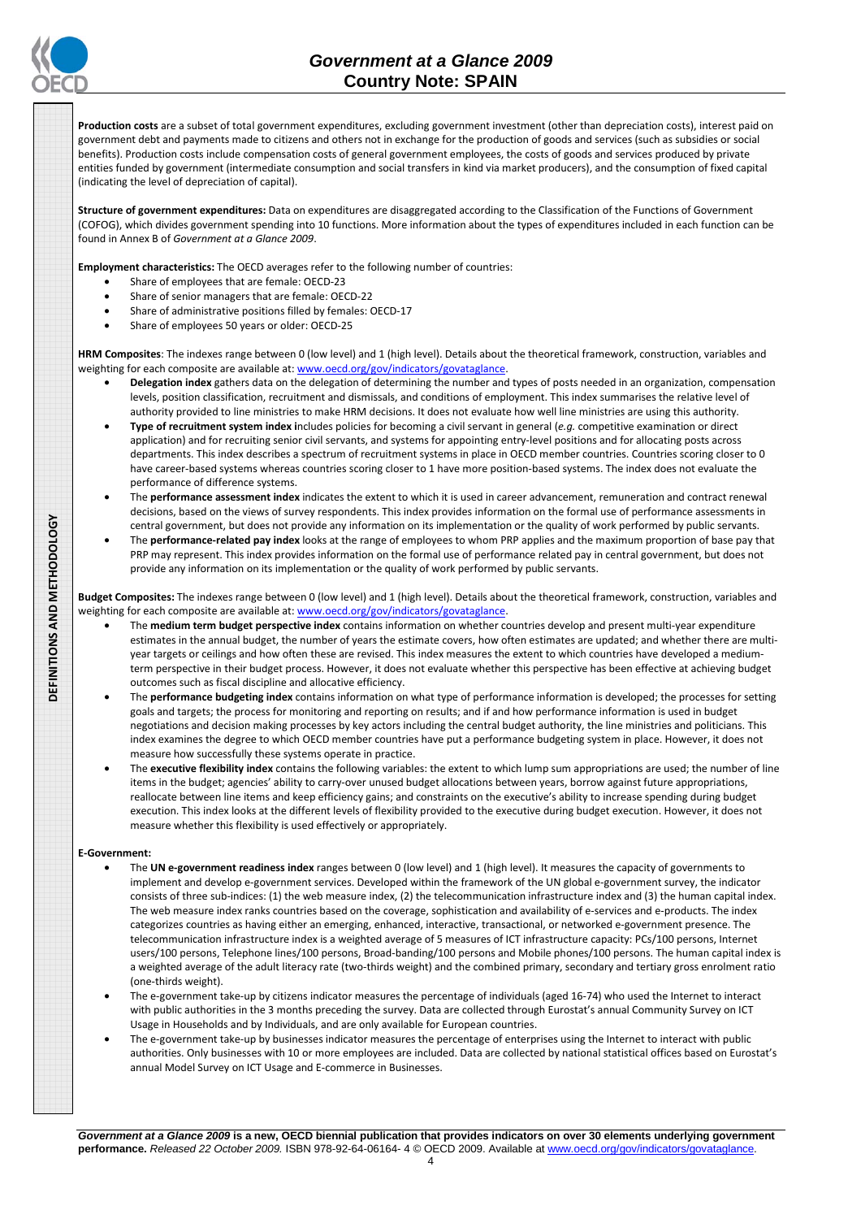**Production costs** are a subset of total government expenditures, excluding government investment (other than depreciation costs), interest paid on government debt and payments made to citizens and others not in exchange for the production of goods and services (such as subsidies or social benefits). Production costs include compensation costs of general government employees, the costs of goods and services produced by private entities funded by government (intermediate consumption and social transfers in kind via market producers), and the consumption of fixed capital (indicating the level of depreciation of capital).

**Structure of government expenditures:** Data on expenditures are disaggregated according to the Classification of the Functions of Government (COFOG), which divides government spending into 10 functions. More information about the types of expenditures included in each function can be found in Annex B of *Government at a Glance 2009*.

**Employment characteristics:** The OECD averages refer to the following number of countries:

- Share of employees that are female: OECD-23
- Share of senior managers that are female: OECD-22
- Share of administrative positions filled by females: OECD-17
- Share of employees 50 years or older: OECD-25

**HRM Composites**: The indexes range between 0 (low level) and 1 (high level). Details about the theoretical framework, construction, variables and weighting for each composite are available at: www.oecd.org/gov/indicators/govataglance.

- **Delegation index** gathers data on the delegation of determining the number and types of posts needed in an organization, compensation levels, position classification, recruitment and dismissals, and conditions of employment. This index summarises the relative level of authority provided to line ministries to make HRM decisions. It does not evaluate how well line ministries are using this authority.
- **Type of recruitment system index i**ncludes policies for becoming a civil servant in general (*e.g.* competitive examination or direct application) and for recruiting senior civil servants, and systems for appointing entry-level positions and for allocating posts across departments. This index describes a spectrum of recruitment systems in place in OECD member countries. Countries scoring closer to 0 have career-based systems whereas countries scoring closer to 1 have more position-based systems. The index does not evaluate the performance of difference systems.
- The **performance assessment index** indicates the extent to which it is used in career advancement, remuneration and contract renewal decisions, based on the views of survey respondents. This index provides information on the formal use of performance assessments in central government, but does not provide any information on its implementation or the quality of work performed by public servants.
- The **performance-related pay index** looks at the range of employees to whom PRP applies and the maximum proportion of base pay that PRP may represent. This index provides information on the formal use of performance related pay in central government, but does not provide any information on its implementation or the quality of work performed by public servants.

**Budget Composites:** The indexes range between 0 (low level) and 1 (high level). Details about the theoretical framework, construction, variables and weighting for each composite are available at: www.oecd.org/gov/indicators/govataglance.

- The **medium term budget perspective index** contains information on whether countries develop and present multi-year expenditure estimates in the annual budget, the number of years the estimate covers, how often estimates are updated; and whether there are multi-year targets or ceilings and how often these are revised. This index measures the extent to which countries have developed a medium-term perspective in their budget process. However, it does not evaluate whether this perspective has been effective at achieving budget outcomes such as fiscal discipline and allocative efficiency.
- The **performance budgeting index** contains information on what type of performance information is developed; the processes for setting goals and targets; the process for monitoring and reporting on results; and if and how performance information is used in budget negotiations and decision making processes by key actors including the central budget authority, the line ministries and politicians. This index examines the degree to which OECD member countries have put a performance budgeting system in place. However, it does not measure how successfully these systems operate in practice.
- The **executive flexibility index** contains the following variables: the extent to which lump sum appropriations are used; the number of line items in the budget; agencies' ability to carry-over unused budget allocations between years, borrow against future appropriations, reallocate between line items and keep efficiency gains; and constraints on the executive's ability to increase spending during budget execution. This index looks at the different levels of flexibility provided to the executive during budget execution. However, it does not measure whether this flexibility is used effectively or appropriately.

**E-Government:**

- The **UN e-government readiness index** ranges between 0 (low level) and 1 (high level). It measures the capacity of governments to implement and develop e-government services. Developed within the framework of the UN global e-government survey, the indicator consists of three sub-indices: (1) the web measure index, (2) the telecommunication infrastructure index and (3) the human capital index. The web measure index ranks countries based on the coverage, sophistication and availability of e-services and e-products. The index categorizes countries as having either an emerging, enhanced, interactive, transactional, or networked e-government presence. The telecommunication infrastructure index is a weighted average of 5 measures of ICT infrastructure capacity: PCs/100 persons, Internet users/100 persons, Telephone lines/100 persons, Broad-banding/100 persons and Mobile phones/100 persons. The human capital index is a weighted average of the adult literacy rate (two-thirds weight) and the combined primary, secondary and tertiary gross enrolment ratio (one-thirds weight).
- The e-government take-up by citizens indicator measures the percentage of individuals (aged 16-74) who used the Internet to interact with public authorities in the 3 months preceding the survey. Data are collected through Eurostat's annual Community Survey on ICT Usage in Households and by Individuals, and are only available for European countries.
- The e-government take-up by businesses indicator measures the percentage of enterprises using the Internet to interact with public authorities. Only businesses with 10 or more employees are included. Data are collected by national statistical offices based on Eurostat's annual Model Survey on ICT Usage and E-commerce in Businesses.